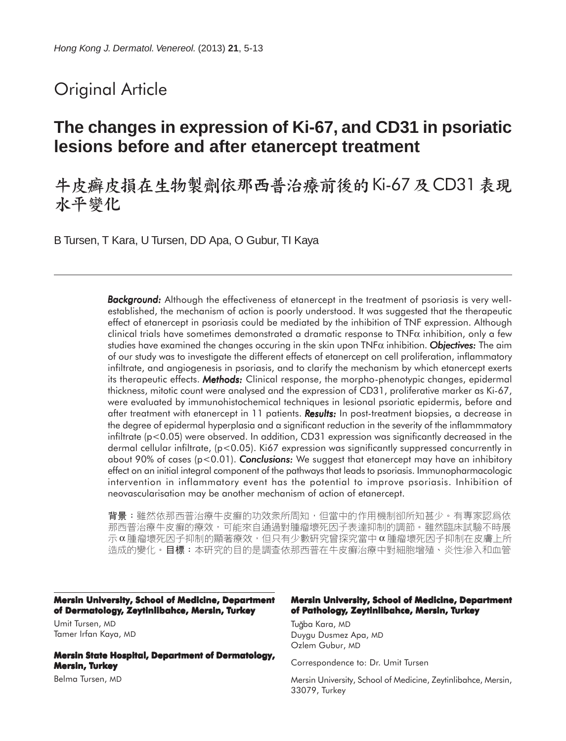Original Article

# The changes in expression of Ki-67, and CD31 in psoriatic lesions before and after etanercept treatment

# 牛皮癬皮損在生物製劑依那西普治療前後的 Ki-67 及 CD31 表現水平變化

B Tursen, T Kara, U Tursen, DD Apa, O Gubur, TI Kaya

***Background:*** Although the effectiveness of etanercept in the treatment of psoriasis is very well-established, the mechanism of action is poorly understood. It was suggested that the therapeutic effect of etanercept in psoriasis could be mediated by the inhibition of TNF expression. Although clinical trials have sometimes demonstrated a dramatic response to TNF$\alpha$ inhibition, only a few studies have examined the changes occuring in the skin upon TNF$\alpha$ inhibition. ***Objectives:*** The aim of our study was to investigate the different effects of etanercept on cell proliferation, inflammatory infiltrate, and angiogenesis in psoriasis, and to clarify the mechanism by which etanercept exerts its therapeutic effects. ***Methods:*** Clinical response, the morpho-phenotypic changes, epidermal thickness, mitotic count were analysed and the expression of CD31, proliferative marker as Ki-67, were evaluated by immunohistochemical techniques in lesional psoriatic epidermis, before and after treatment with etanercept in 11 patients. ***Results:*** In post-treatment biopsies, a decrease in the degree of epidermal hyperplasia and a significant reduction in the severity of the inflammmatory infiltrate ($p<0.05$) were observed. In addition, CD31 expression was significantly decreased in the dermal cellular infiltrate, ($p<0.05$). Ki67 expression was significantly suppressed concurrently in about 90% of cases ($p<0.01$). ***Conclusions:*** We suggest that etanercept may have an inhibitory effect on an initial integral component of the pathways that leads to psoriasis. Immunopharmacologic intervention in inflammatory event has the potential to improve psoriasis. Inhibition of neovascularisation may be another mechanism of action of etanercept.

**背景：**雖然依那西普治療牛皮癬的功效眾所周知，但當中的作用機制卻所知甚少。有專家認爲依那西普治療牛皮癬的療效，可能來自通過對腫瘤壞死因子表達抑制的調節。雖然臨床試驗不時展示α腫瘤壞死因子抑制的顯著療效，但只有少數研究曾探究當中α腫瘤壞死因子抑制在皮膚上所造成的變化。**目標：**本研究的目的是調查依那西普在牛皮癬治療中對細胞增殖、炎性滲入和血管

**Mersin University, School of Medicine, Department of Dermatology, Zeytinlibahce, Mersin, Turkey**

Umit Tursen, MD
Tamer Irfan Kaya, MD

**Mersin State Hospital, Department of Dermatology, Mersin, Turkey**

Belma Tursen, MD

**Mersin University, School of Medicine, Department of Pathology, Zeytinlibahce, Mersin, Turkey**

Tuğba Kara, MD
Duygu Dusmez Apa, MD
Ozlem Gubur, MD

Correspondence to: Dr. Umit Tursen

Mersin University, School of Medicine, Zeytinlibahce, Mersin, 33079, Turkey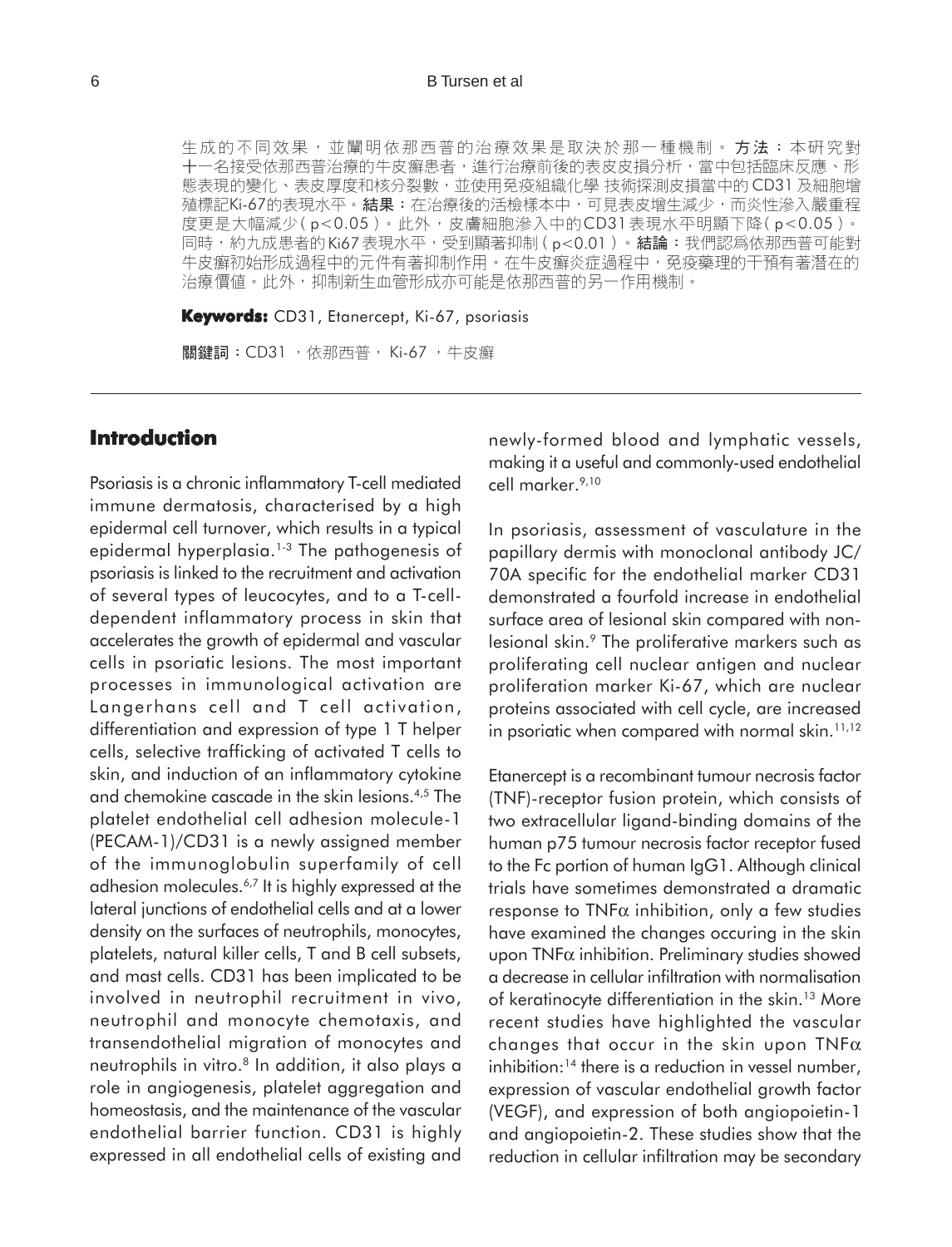生成的不同效果，並闡明依那西普的治療效果是取決於那一種機制。**方法**：本研究對十一名接受依那西普治療的牛皮癬患者，進行治療前後的表皮皮損分析，當中包括臨床反應、形態表現的變化、表皮厚度和核分裂數，並使用免疫組織化學 技術探測皮損當中的CD31及細胞增殖標記Ki-67的表現水平。**結果**：在治療後的活檢樣本中，可見表皮增生減少，而炎性滲入嚴重程度更是大幅減少（$p<0.05$）。此外，皮膚細胞滲入中的CD31表現水平明顯下降（$p<0.05$）。同時，約九成患者的Ki67表現水平，受到顯著抑制（$p<0.01$）。**結論**：我們認爲依那西普可能對牛皮癬初始形成過程中的元件有著抑制作用。在牛皮癬炎症過程中，免疫藥理的干預有著潛在的治療價值。此外，抑制新生血管形成亦可能是依那西普的另一作用機制。

**Keywords:** CD31, Etanercept, Ki-67, psoriasis

**關鍵詞**：CD31，依那西普， Ki-67，牛皮癬

## Introduction

Psoriasis is a chronic inflammatory T-cell mediated immune dermatosis, characterised by a high epidermal cell turnover, which results in a typical epidermal hyperplasia.[1-3] The pathogenesis of psoriasis is linked to the recruitment and activation of several types of leucocytes, and to a T-cell-dependent inflammatory process in skin that accelerates the growth of epidermal and vascular cells in psoriatic lesions. The most important processes in immunological activation are Langerhans cell and T cell activation, differentiation and expression of type 1 T helper cells, selective trafficking of activated T cells to skin, and induction of an inflammatory cytokine and chemokine cascade in the skin lesions.[4,5] The platelet endothelial cell adhesion molecule-1 (PECAM-1)/CD31 is a newly assigned member of the immunoglobulin superfamily of cell adhesion molecules.[6,7] It is highly expressed at the lateral junctions of endothelial cells and at a lower density on the surfaces of neutrophils, monocytes, platelets, natural killer cells, T and B cell subsets, and mast cells. CD31 has been implicated to be involved in neutrophil recruitment in vivo, neutrophil and monocyte chemotaxis, and transendothelial migration of monocytes and neutrophils in vitro.[8] In addition, it also plays a role in angiogenesis, platelet aggregation and homeostasis, and the maintenance of the vascular endothelial barrier function. CD31 is highly expressed in all endothelial cells of existing and newly-formed blood and lymphatic vessels, making it a useful and commonly-used endothelial cell marker.[9,10]

In psoriasis, assessment of vasculature in the papillary dermis with monoclonal antibody JC/70A specific for the endothelial marker CD31 demonstrated a fourfold increase in endothelial surface area of lesional skin compared with non-lesional skin.[9] The proliferative markers such as proliferating cell nuclear antigen and nuclear proliferation marker Ki-67, which are nuclear proteins associated with cell cycle, are increased in psoriatic when compared with normal skin.[11,12]

Etanercept is a recombinant tumour necrosis factor (TNF)-receptor fusion protein, which consists of two extracellular ligand-binding domains of the human p75 tumour necrosis factor receptor fused to the Fc portion of human IgG1. Although clinical trials have sometimes demonstrated a dramatic response to TNF$\alpha$ inhibition, only a few studies have examined the changes occuring in the skin upon TNF$\alpha$ inhibition. Preliminary studies showed a decrease in cellular infiltration with normalisation of keratinocyte differentiation in the skin.[13] More recent studies have highlighted the vascular changes that occur in the skin upon TNF$\alpha$ inhibition:[14] there is a reduction in vessel number, expression of vascular endothelial growth factor (VEGF), and expression of both angiopoietin-1 and angiopoietin-2. These studies show that the reduction in cellular infiltration may be secondary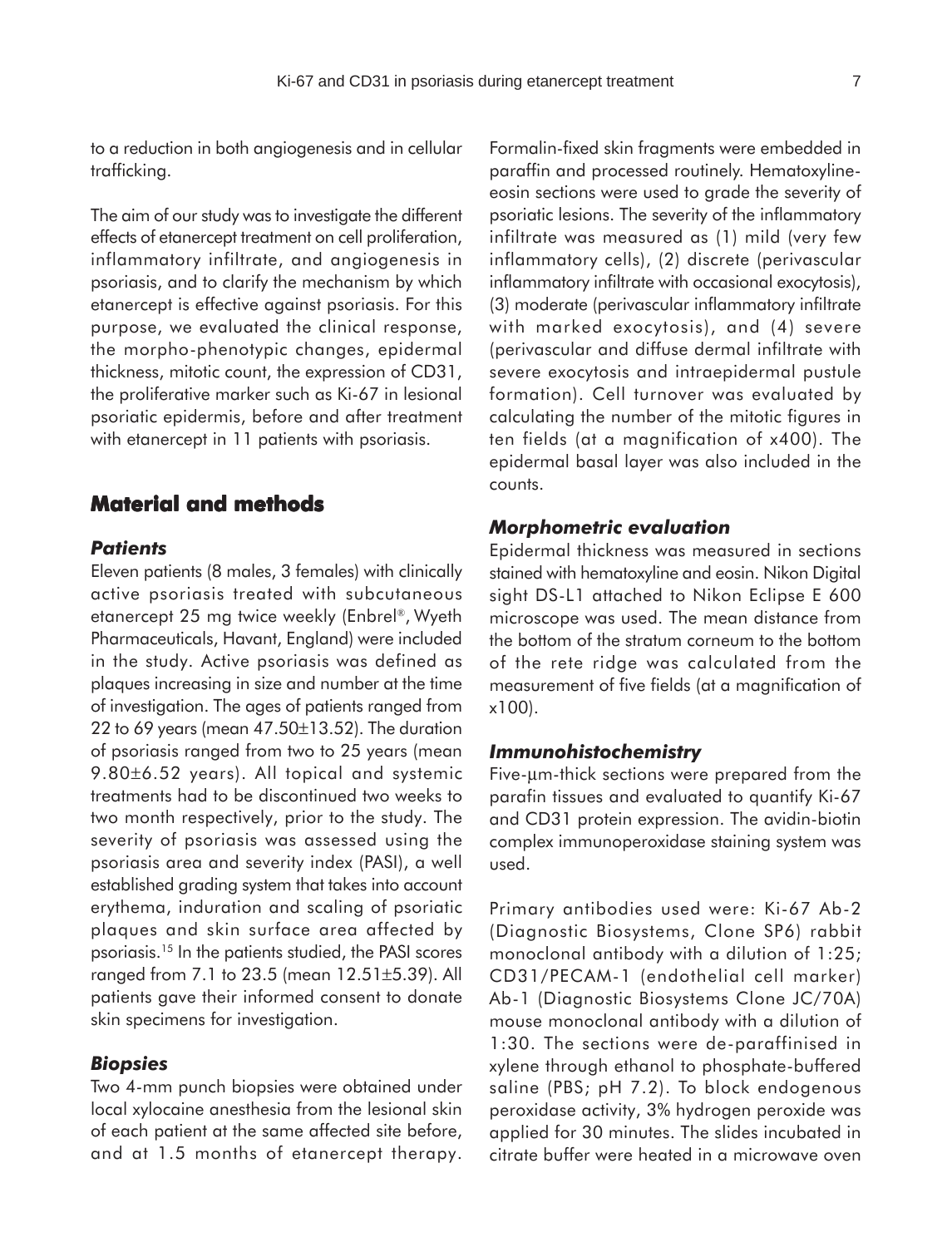to a reduction in both angiogenesis and in cellular trafficking.

The aim of our study was to investigate the different effects of etanercept treatment on cell proliferation, inflammatory infiltrate, and angiogenesis in psoriasis, and to clarify the mechanism by which etanercept is effective against psoriasis. For this purpose, we evaluated the clinical response, the morpho-phenotypic changes, epidermal thickness, mitotic count, the expression of CD31, the proliferative marker such as Ki-67 in lesional psoriatic epidermis, before and after treatment with etanercept in 11 patients with psoriasis.

## Material and methods

### *Patients*

Eleven patients (8 males, 3 females) with clinically active psoriasis treated with subcutaneous etanercept 25 mg twice weekly (Enbrel®, Wyeth Pharmaceuticals, Havant, England) were included in the study. Active psoriasis was defined as plaques increasing in size and number at the time of investigation. The ages of patients ranged from 22 to 69 years (mean 47.50±13.52). The duration of psoriasis ranged from two to 25 years (mean 9.80±6.52 years). All topical and systemic treatments had to be discontinued two weeks to two month respectively, prior to the study. The severity of psoriasis was assessed using the psoriasis area and severity index (PASI), a well established grading system that takes into account erythema, induration and scaling of psoriatic plaques and skin surface area affected by psoriasis.[15] In the patients studied, the PASI scores ranged from 7.1 to 23.5 (mean 12.51±5.39). All patients gave their informed consent to donate skin specimens for investigation.

### *Biopsies*

Two 4-mm punch biopsies were obtained under local xylocaine anesthesia from the lesional skin of each patient at the same affected site before, and at 1.5 months of etanercept therapy. Formalin-fixed skin fragments were embedded in paraffin and processed routinely. Hematoxyline-eosin sections were used to grade the severity of psoriatic lesions. The severity of the inflammatory infiltrate was measured as (1) mild (very few inflammatory cells), (2) discrete (perivascular inflammatory infiltrate with occasional exocytosis), (3) moderate (perivascular inflammatory infiltrate with marked exocytosis), and (4) severe (perivascular and diffuse dermal infiltrate with severe exocytosis and intraepidermal pustule formation). Cell turnover was evaluated by calculating the number of the mitotic figures in ten fields (at a magnification of x400). The epidermal basal layer was also included in the counts.

### *Morphometric evaluation*

Epidermal thickness was measured in sections stained with hematoxyline and eosin. Nikon Digital sight DS-L1 attached to Nikon Eclipse E 600 microscope was used. The mean distance from the bottom of the stratum corneum to the bottom of the rete ridge was calculated from the measurement of five fields (at a magnification of x100).

### *Immunohistochemistry*

Five-μm-thick sections were prepared from the parafin tissues and evaluated to quantify Ki-67 and CD31 protein expression. The avidin-biotin complex immunoperoxidase staining system was used.

Primary antibodies used were: Ki-67 Ab-2 (Diagnostic Biosystems, Clone SP6) rabbit monoclonal antibody with a dilution of 1:25; CD31/PECAM-1 (endothelial cell marker) Ab-1 (Diagnostic Biosystems Clone JC/70A) mouse monoclonal antibody with a dilution of 1:30. The sections were de-paraffinised in xylene through ethanol to phosphate-buffered saline (PBS; pH 7.2). To block endogenous peroxidase activity, 3% hydrogen peroxide was applied for 30 minutes. The slides incubated in citrate buffer were heated in a microwave oven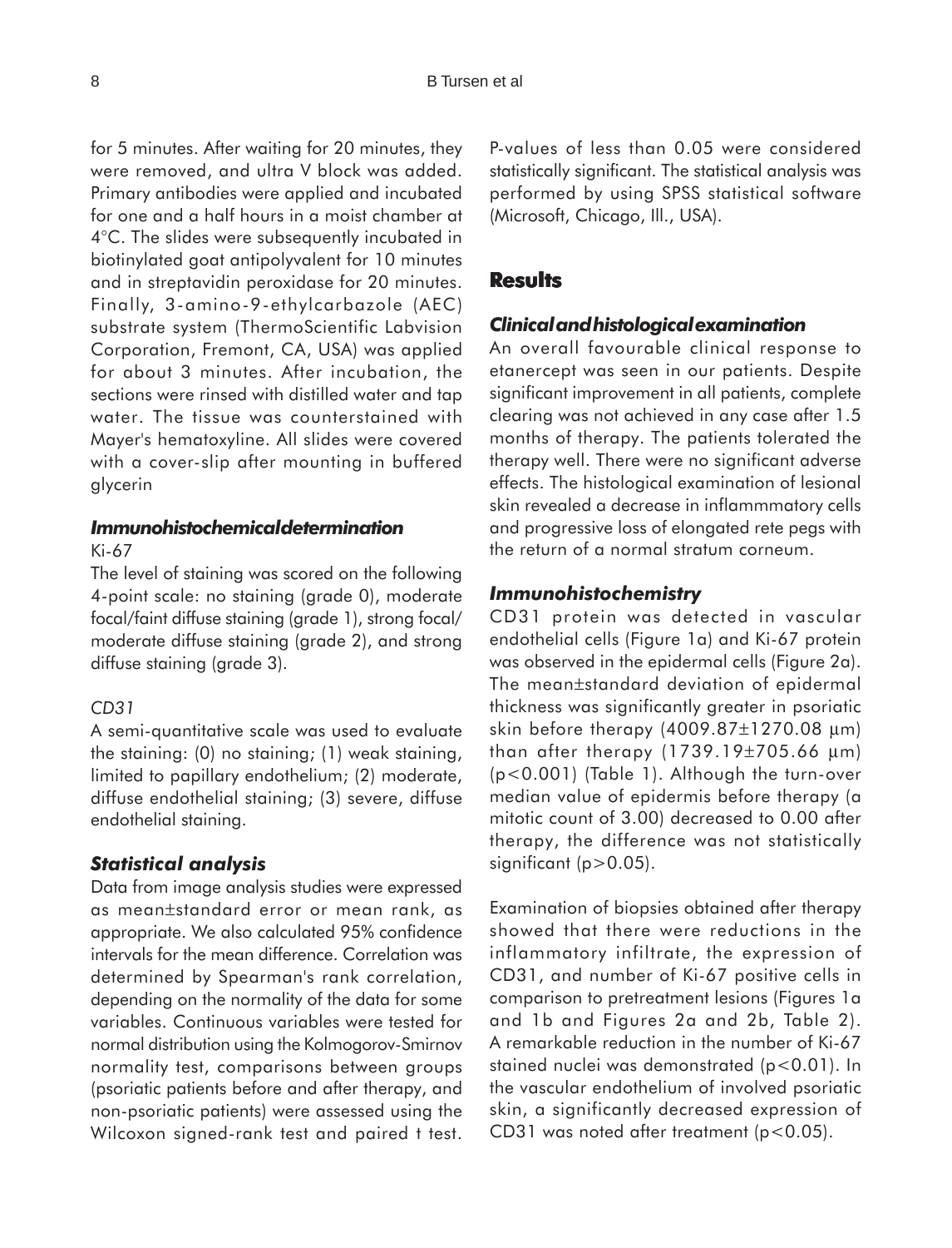for 5 minutes. After waiting for 20 minutes, they were removed, and ultra V block was added. Primary antibodies were applied and incubated for one and a half hours in a moist chamber at 4°C. The slides were subsequently incubated in biotinylated goat antipolyvalent for 10 minutes and in streptavidin peroxidase for 20 minutes. Finally, 3-amino-9-ethylcarbazole (AEC) substrate system (ThermoScientific Labvision Corporation, Fremont, CA, USA) was applied for about 3 minutes. After incubation, the sections were rinsed with distilled water and tap water. The tissue was counterstained with Mayer's hematoxyline. All slides were covered with a cover-slip after mounting in buffered glycerin

### *Immunohistochemical determination*

Ki-67

The level of staining was scored on the following 4-point scale: no staining (grade 0), moderate focal/faint diffuse staining (grade 1), strong focal/moderate diffuse staining (grade 2), and strong diffuse staining (grade 3).

*CD31*

A semi-quantitative scale was used to evaluate the staining: (0) no staining; (1) weak staining, limited to papillary endothelium; (2) moderate, diffuse endothelial staining; (3) severe, diffuse endothelial staining.

### *Statistical analysis*

Data from image analysis studies were expressed as mean±standard error or mean rank, as appropriate. We also calculated 95% confidence intervals for the mean difference. Correlation was determined by Spearman's rank correlation, depending on the normality of the data for some variables. Continuous variables were tested for normal distribution using the Kolmogorov-Smirnov normality test, comparisons between groups (psoriatic patients before and after therapy, and non-psoriatic patients) were assessed using the Wilcoxon signed-rank test and paired t test. P-values of less than 0.05 were considered statistically significant. The statistical analysis was performed by using SPSS statistical software (Microsoft, Chicago, Ill., USA).

## Results

### *Clinical and histological examination*

An overall favourable clinical response to etanercept was seen in our patients. Despite significant improvement in all patients, complete clearing was not achieved in any case after 1.5 months of therapy. The patients tolerated the therapy well. There were no significant adverse effects. The histological examination of lesional skin revealed a decrease in inflammmatory cells and progressive loss of elongated rete pegs with the return of a normal stratum corneum.

### *Immunohistochemistry*

CD31 protein was detected in vascular endothelial cells (Figure 1a) and Ki-67 protein was observed in the epidermal cells (Figure 2a). The mean±standard deviation of epidermal thickness was significantly greater in psoriatic skin before therapy (4009.87±1270.08 µm) than after therapy (1739.19±705.66 µm) ($p<0.001$) (Table 1). Although the turn-over median value of epidermis before therapy (a mitotic count of 3.00) decreased to 0.00 after therapy, the difference was not statistically significant ($p>0.05$).

Examination of biopsies obtained after therapy showed that there were reductions in the inflammatory infiltrate, the expression of CD31, and number of Ki-67 positive cells in comparison to pretreatment lesions (Figures 1a and 1b and Figures 2a and 2b, Table 2). A remarkable reduction in the number of Ki-67 stained nuclei was demonstrated ($p<0.01$). In the vascular endothelium of involved psoriatic skin, a significantly decreased expression of CD31 was noted after treatment ($p<0.05$).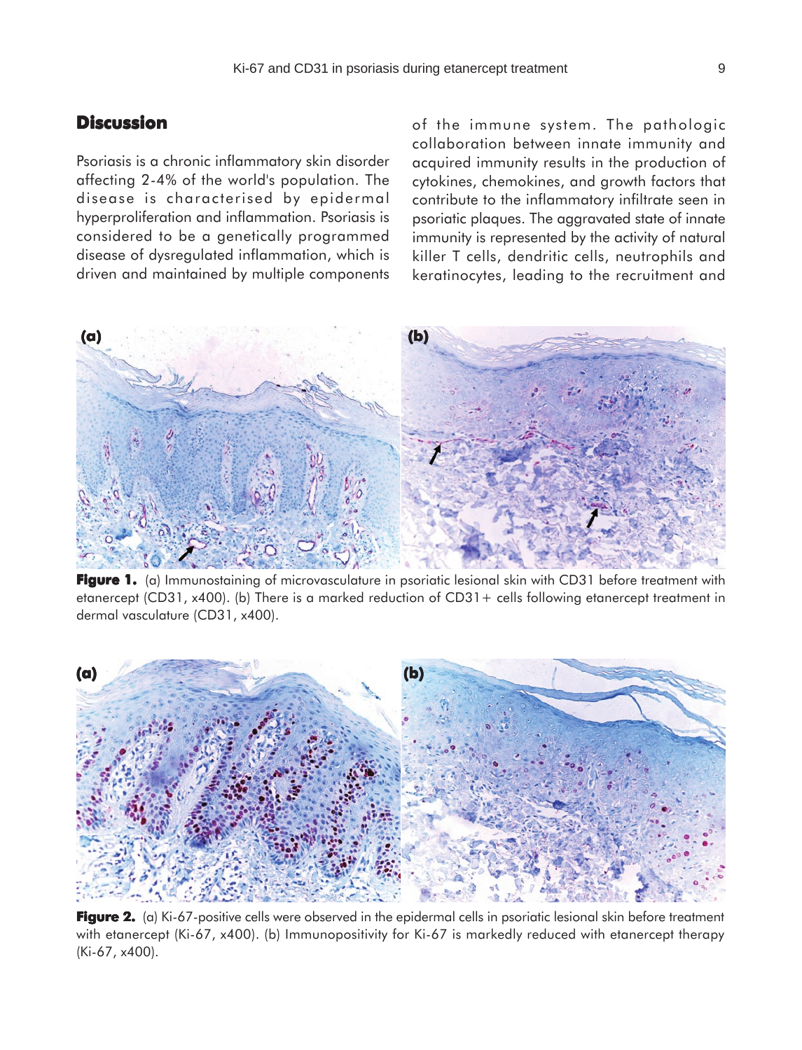## Discussion

Psoriasis is a chronic inflammatory skin disorder affecting 2-4% of the world's population. The disease is characterised by epidermal hyperproliferation and inflammation. Psoriasis is considered to be a genetically programmed disease of dysregulated inflammation, which is driven and maintained by multiple components of the immune system. The pathologic collaboration between innate immunity and acquired immunity results in the production of cytokines, chemokines, and growth factors that contribute to the inflammatory infiltrate seen in psoriatic plaques. The aggravated state of innate immunity is represented by the activity of natural killer T cells, dendritic cells, neutrophils and keratinocytes, leading to the recruitment and

**Figure 1.** (a) Immunostaining of microvasculature in psoriatic lesional skin with CD31 before treatment with etanercept (CD31, x400). (b) There is a marked reduction of CD31+ cells following etanercept treatment in dermal vasculature (CD31, x400).

**Figure 2.** (a) Ki-67-positive cells were observed in the epidermal cells in psoriatic lesional skin before treatment with etanercept (Ki-67, x400). (b) Immunopositivity for Ki-67 is markedly reduced with etanercept therapy (Ki-67, x400).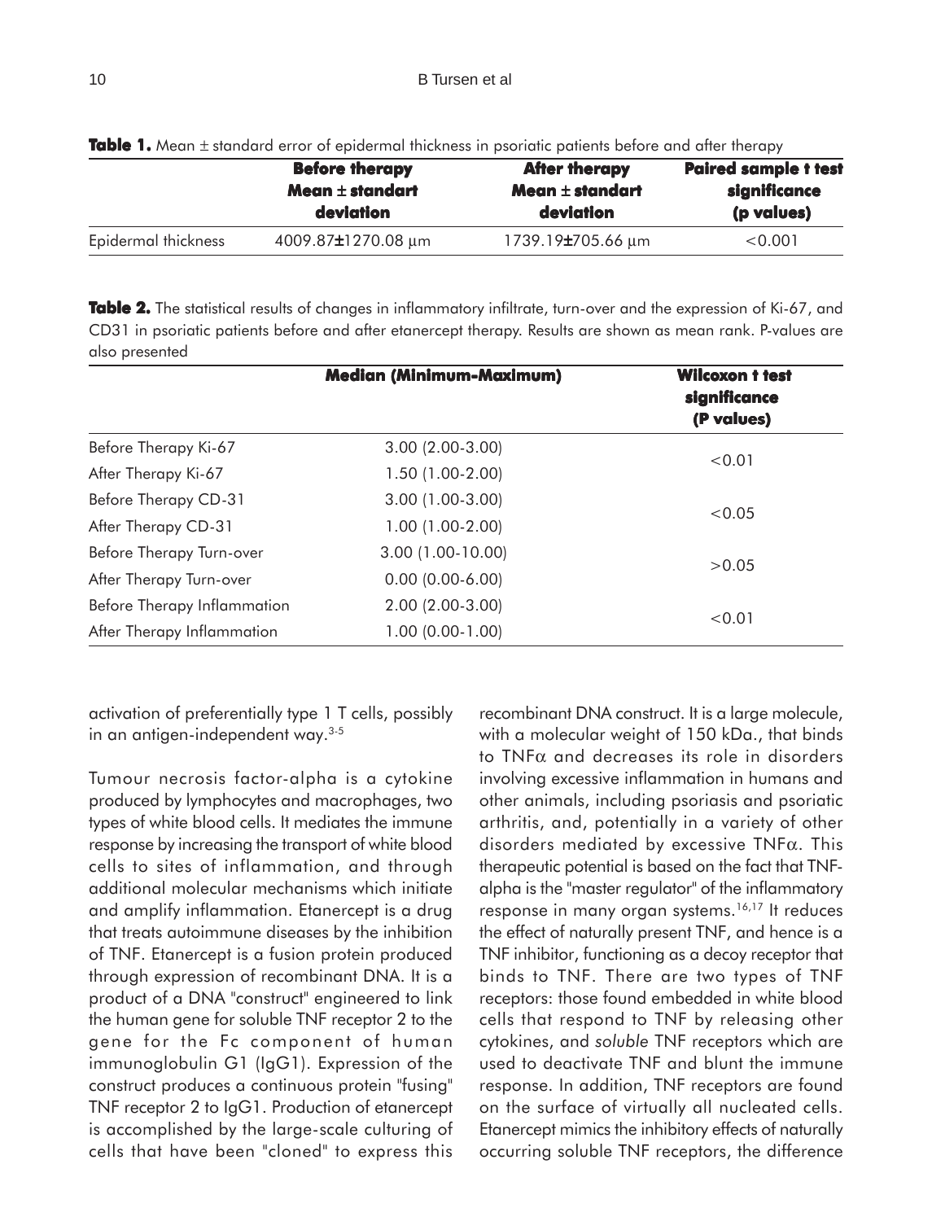**Table 1.** Mean ± standard error of epidermal thickness in psoriatic patients before and after therapy

| | Before therapy Mean ± standart deviation | After therapy Mean ± standart deviation | Paired sample t test significance (p values) |
|---|---|---|---|
| Epidermal thickness | 4009.87±1270.08 µm | 1739.19±705.66 µm | <0.001 |

**Table 2.** The statistical results of changes in inflammatory infiltrate, turn-over and the expression of Ki-67, and CD31 in psoriatic patients before and after etanercept therapy. Results are shown as mean rank. P-values are also presented

| | Median (Minimum-Maximum) | Wilcoxon t test significance (P values) |
|---|---|---|
| Before Therapy Ki-67 | 3.00 (2.00-3.00) | <0.01 |
| After Therapy Ki-67 | 1.50 (1.00-2.00) | |
| Before Therapy CD-31 | 3.00 (1.00-3.00) | <0.05 |
| After Therapy CD-31 | 1.00 (1.00-2.00) | |
| Before Therapy Turn-over | 3.00 (1.00-10.00) | >0.05 |
| After Therapy Turn-over | 0.00 (0.00-6.00) | |
| Before Therapy Inflammation | 2.00 (2.00-3.00) | <0.01 |
| After Therapy Inflammation | 1.00 (0.00-1.00) | |

activation of preferentially type 1 T cells, possibly in an antigen-independent way.[3-5]

Tumour necrosis factor-alpha is a cytokine produced by lymphocytes and macrophages, two types of white blood cells. It mediates the immune response by increasing the transport of white blood cells to sites of inflammation, and through additional molecular mechanisms which initiate and amplify inflammation. Etanercept is a drug that treats autoimmune diseases by the inhibition of TNF. Etanercept is a fusion protein produced through expression of recombinant DNA. It is a product of a DNA "construct" engineered to link the human gene for soluble TNF receptor 2 to the gene for the Fc component of human immunoglobulin G1 (IgG1). Expression of the construct produces a continuous protein "fusing" TNF receptor 2 to IgG1. Production of etanercept is accomplished by the large-scale culturing of cells that have been "cloned" to express this recombinant DNA construct. It is a large molecule, with a molecular weight of 150 kDa., that binds to TNFα and decreases its role in disorders involving excessive inflammation in humans and other animals, including psoriasis and psoriatic arthritis, and, potentially in a variety of other disorders mediated by excessive TNFα. This therapeutic potential is based on the fact that TNF-alpha is the "master regulator" of the inflammatory response in many organ systems.[16,17] It reduces the effect of naturally present TNF, and hence is a TNF inhibitor, functioning as a decoy receptor that binds to TNF. There are two types of TNF receptors: those found embedded in white blood cells that respond to TNF by releasing other cytokines, and *soluble* TNF receptors which are used to deactivate TNF and blunt the immune response. In addition, TNF receptors are found on the surface of virtually all nucleated cells. Etanercept mimics the inhibitory effects of naturally occurring soluble TNF receptors, the difference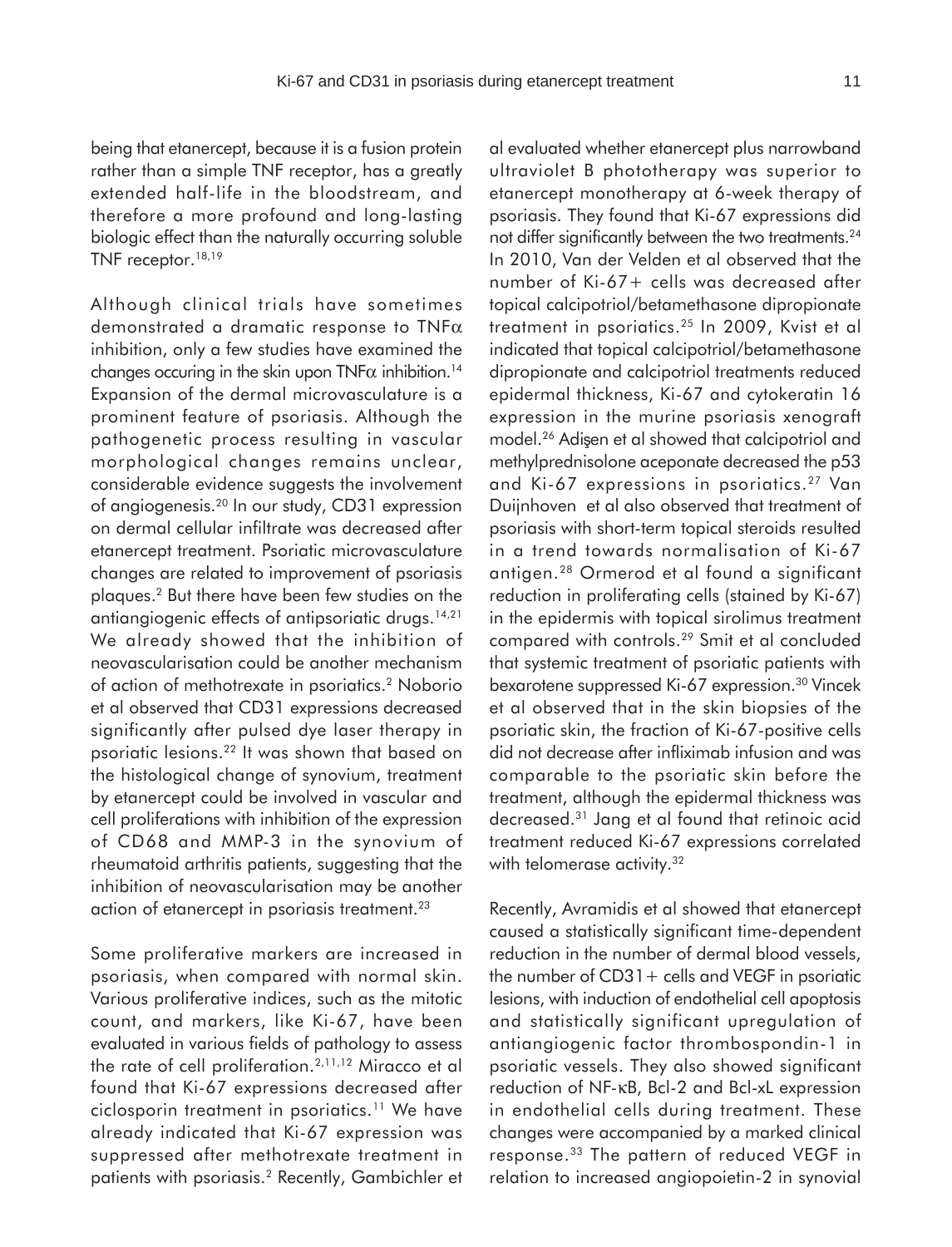being that etanercept, because it is a fusion protein rather than a simple TNF receptor, has a greatly extended half-life in the bloodstream, and therefore a more profound and long-lasting biologic effect than the naturally occurring soluble TNF receptor.[18,19]

Although clinical trials have sometimes demonstrated a dramatic response to TNFα inhibition, only a few studies have examined the changes occuring in the skin upon TNFα inhibition.[14] Expansion of the dermal microvasculature is a prominent feature of psoriasis. Although the pathogenetic process resulting in vascular morphological changes remains unclear, considerable evidence suggests the involvement of angiogenesis.[20] In our study, CD31 expression on dermal cellular infiltrate was decreased after etanercept treatment. Psoriatic microvasculature changes are related to improvement of psoriasis plaques.[2] But there have been few studies on the antiangiogenic effects of antipsoriatic drugs.[14,21] We already showed that the inhibition of neovascularisation could be another mechanism of action of methotrexate in psoriatics.[2] Noborio et al observed that CD31 expressions decreased significantly after pulsed dye laser therapy in psoriatic lesions.[22] It was shown that based on the histological change of synovium, treatment by etanercept could be involved in vascular and cell proliferations with inhibition of the expression of CD68 and MMP-3 in the synovium of rheumatoid arthritis patients, suggesting that the inhibition of neovascularisation may be another action of etanercept in psoriasis treatment.[23]

Some proliferative markers are increased in psoriasis, when compared with normal skin. Various proliferative indices, such as the mitotic count, and markers, like Ki-67, have been evaluated in various fields of pathology to assess the rate of cell proliferation.[2,11,12] Miracco et al found that Ki-67 expressions decreased after ciclosporin treatment in psoriatics.[11] We have already indicated that Ki-67 expression was suppressed after methotrexate treatment in patients with psoriasis.[2] Recently, Gambichler et al evaluated whether etanercept plus narrowband ultraviolet B phototherapy was superior to etanercept monotherapy at 6-week therapy of psoriasis. They found that Ki-67 expressions did not differ significantly between the two treatments.[24] In 2010, Van der Velden et al observed that the number of Ki-67+ cells was decreased after topical calcipotriol/betamethasone dipropionate treatment in psoriatics.[25] In 2009, Kvist et al indicated that topical calcipotriol/betamethasone dipropionate and calcipotriol treatments reduced epidermal thickness, Ki-67 and cytokeratin 16 expression in the murine psoriasis xenograft model.[26] Adişen et al showed that calcipotriol and methylprednisolone aceponate decreased the p53 and Ki-67 expressions in psoriatics.[27] Van Duijnhoven et al also observed that treatment of psoriasis with short-term topical steroids resulted in a trend towards normalisation of Ki-67 antigen.[28] Ormerod et al found a significant reduction in proliferating cells (stained by Ki-67) in the epidermis with topical sirolimus treatment compared with controls.[29] Smit et al concluded that systemic treatment of psoriatic patients with bexarotene suppressed Ki-67 expression.[30] Vincek et al observed that in the skin biopsies of the psoriatic skin, the fraction of Ki-67-positive cells did not decrease after infliximab infusion and was comparable to the psoriatic skin before the treatment, although the epidermal thickness was decreased.[31] Jang et al found that retinoic acid treatment reduced Ki-67 expressions correlated with telomerase activity.[32]

Recently, Avramidis et al showed that etanercept caused a statistically significant time-dependent reduction in the number of dermal blood vessels, the number of CD31+ cells and VEGF in psoriatic lesions, with induction of endothelial cell apoptosis and statistically significant upregulation of antiangiogenic factor thrombospondin-1 in psoriatic vessels. They also showed significant reduction of NF-κB, Bcl-2 and Bcl-xL expression in endothelial cells during treatment. These changes were accompanied by a marked clinical response.[33] The pattern of reduced VEGF in relation to increased angiopoietin-2 in synovial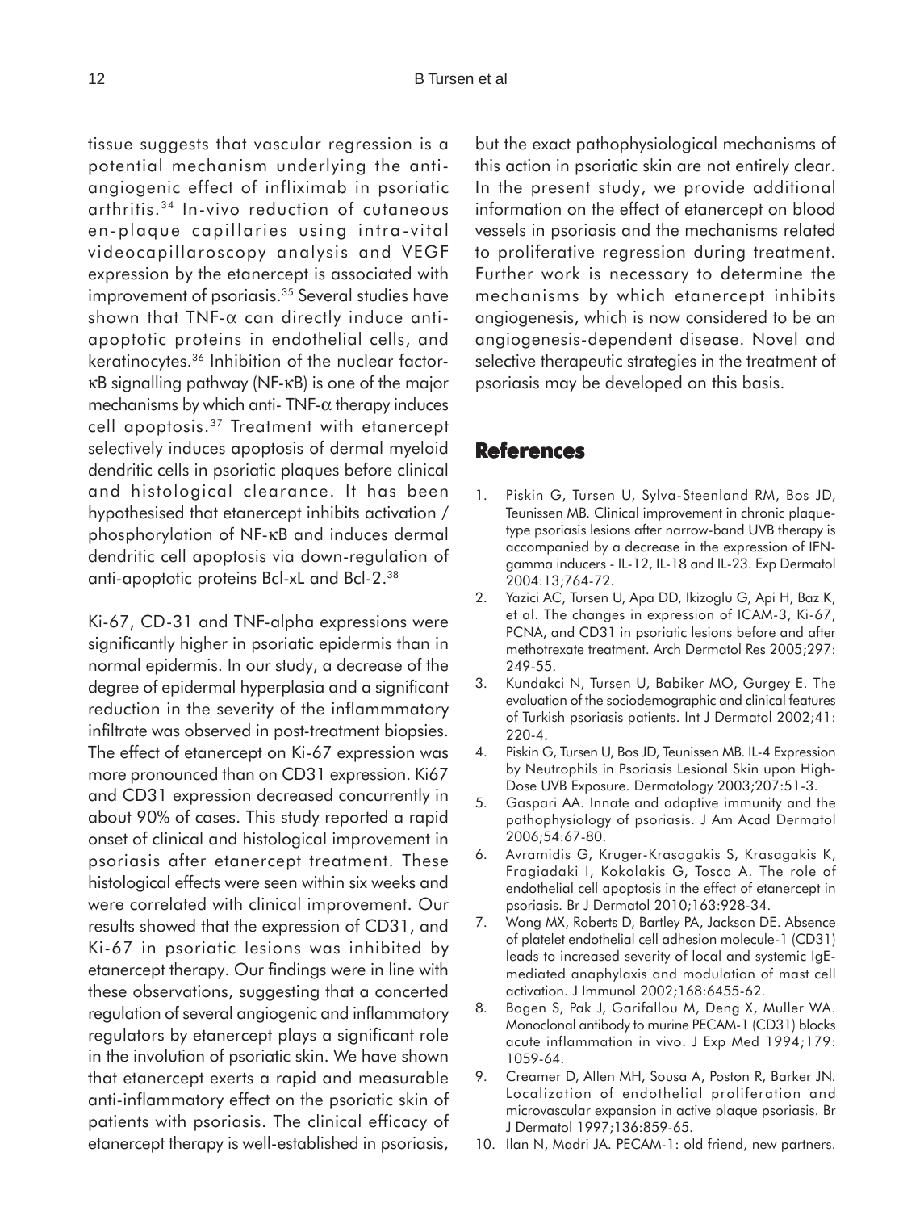tissue suggests that vascular regression is a potential mechanism underlying the anti-angiogenic effect of infliximab in psoriatic arthritis.[34] In-vivo reduction of cutaneous en-plaque capillaries using intra-vital videocapillaroscopy analysis and VEGF expression by the etanercept is associated with improvement of psoriasis.[35] Several studies have shown that TNF-$\alpha$ can directly induce anti-apoptotic proteins in endothelial cells, and keratinocytes.[36] Inhibition of the nuclear factor-κB signalling pathway (NF-κB) is one of the major mechanisms by which anti- TNF-$\alpha$ therapy induces cell apoptosis.[37] Treatment with etanercept selectively induces apoptosis of dermal myeloid dendritic cells in psoriatic plaques before clinical and histological clearance. It has been hypothesised that etanercept inhibits activation / phosphorylation of NF-κB and induces dermal dendritic cell apoptosis via down-regulation of anti-apoptotic proteins Bcl-xL and Bcl-2.[38]

Ki-67, CD-31 and TNF-alpha expressions were significantly higher in psoriatic epidermis than in normal epidermis. In our study, a decrease of the degree of epidermal hyperplasia and a significant reduction in the severity of the inflammmatory infiltrate was observed in post-treatment biopsies. The effect of etanercept on Ki-67 expression was more pronounced than on CD31 expression. Ki67 and CD31 expression decreased concurrently in about 90% of cases. This study reported a rapid onset of clinical and histological improvement in psoriasis after etanercept treatment. These histological effects were seen within six weeks and were correlated with clinical improvement. Our results showed that the expression of CD31, and Ki-67 in psoriatic lesions was inhibited by etanercept therapy. Our findings were in line with these observations, suggesting that a concerted regulation of several angiogenic and inflammatory regulators by etanercept plays a significant role in the involution of psoriatic skin. We have shown that etanercept exerts a rapid and measurable anti-inflammatory effect on the psoriatic skin of patients with psoriasis. The clinical efficacy of etanercept therapy is well-established in psoriasis, but the exact pathophysiological mechanisms of this action in psoriatic skin are not entirely clear. In the present study, we provide additional information on the effect of etanercept on blood vessels in psoriasis and the mechanisms related to proliferative regression during treatment. Further work is necessary to determine the mechanisms by which etanercept inhibits angiogenesis, which is now considered to be an angiogenesis-dependent disease. Novel and selective therapeutic strategies in the treatment of psoriasis may be developed on this basis.

## References

1. Piskin G, Tursen U, Sylva-Steenland RM, Bos JD, Teunissen MB. Clinical improvement in chronic plaque-type psoriasis lesions after narrow-band UVB therapy is accompanied by a decrease in the expression of IFN-gamma inducers - IL-12, IL-18 and IL-23. Exp Dermatol 2004:13;764-72.
2. Yazici AC, Tursen U, Apa DD, Ikizoglu G, Api H, Baz K, et al. The changes in expression of ICAM-3, Ki-67, PCNA, and CD31 in psoriatic lesions before and after methotrexate treatment. Arch Dermatol Res 2005;297: 249-55.
3. Kundakci N, Tursen U, Babiker MO, Gurgey E. The evaluation of the sociodemographic and clinical features of Turkish psoriasis patients. Int J Dermatol 2002;41: 220-4.
4. Piskin G, Tursen U, Bos JD, Teunissen MB. IL-4 Expression by Neutrophils in Psoriasis Lesional Skin upon High-Dose UVB Exposure. Dermatology 2003;207:51-3.
5. Gaspari AA. Innate and adaptive immunity and the pathophysiology of psoriasis. J Am Acad Dermatol 2006;54:67-80.
6. Avramidis G, Kruger-Krasagakis S, Krasagakis K, Fragiadaki I, Kokolakis G, Tosca A. The role of endothelial cell apoptosis in the effect of etanercept in psoriasis. Br J Dermatol 2010;163:928-34.
7. Wong MX, Roberts D, Bartley PA, Jackson DE. Absence of platelet endothelial cell adhesion molecule-1 (CD31) leads to increased severity of local and systemic IgE-mediated anaphylaxis and modulation of mast cell activation. J Immunol 2002;168:6455-62.
8. Bogen S, Pak J, Garifallou M, Deng X, Muller WA. Monoclonal antibody to murine PECAM-1 (CD31) blocks acute inflammation in vivo. J Exp Med 1994;179: 1059-64.
9. Creamer D, Allen MH, Sousa A, Poston R, Barker JN. Localization of endothelial proliferation and microvascular expansion in active plaque psoriasis. Br J Dermatol 1997;136:859-65.
10. Ilan N, Madri JA. PECAM-1: old friend, new partners.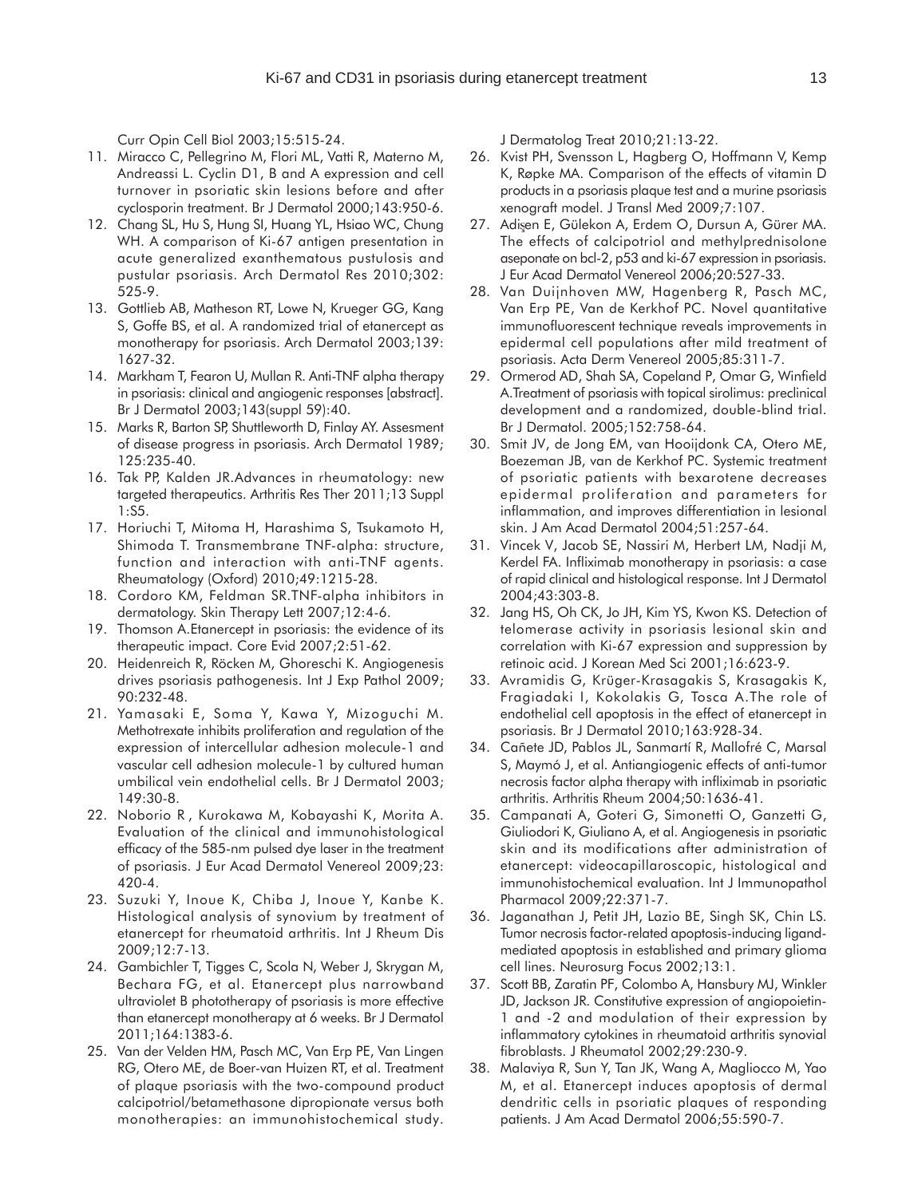Curr Opin Cell Biol 2003;15:515-24.

11. Miracco C, Pellegrino M, Flori ML, Vatti R, Materno M, Andreassi L. Cyclin D1, B and A expression and cell turnover in psoriatic skin lesions before and after cyclosporin treatment. Br J Dermatol 2000;143:950-6.
12. Chang SL, Hu S, Hung SI, Huang YL, Hsiao WC, Chung WH. A comparison of Ki-67 antigen presentation in acute generalized exanthematous pustulosis and pustular psoriasis. Arch Dermatol Res 2010;302: 525-9.
13. Gottlieb AB, Matheson RT, Lowe N, Krueger GG, Kang S, Goffe BS, et al. A randomized trial of etanercept as monotherapy for psoriasis. Arch Dermatol 2003;139: 1627-32.
14. Markham T, Fearon U, Mullan R. Anti-TNF alpha therapy in psoriasis: clinical and angiogenic responses [abstract]. Br J Dermatol 2003;143(suppl 59):40.
15. Marks R, Barton SP, Shuttleworth D, Finlay AY. Assesment of disease progress in psoriasis. Arch Dermatol 1989; 125:235-40.
16. Tak PP, Kalden JR.Advances in rheumatology: new targeted therapeutics. Arthritis Res Ther 2011;13 Suppl 1:S5.
17. Horiuchi T, Mitoma H, Harashima S, Tsukamoto H, Shimoda T. Transmembrane TNF-alpha: structure, function and interaction with anti-TNF agents. Rheumatology (Oxford) 2010;49:1215-28.
18. Cordoro KM, Feldman SR.TNF-alpha inhibitors in dermatology. Skin Therapy Lett 2007;12:4-6.
19. Thomson A.Etanercept in psoriasis: the evidence of its therapeutic impact. Core Evid 2007;2:51-62.
20. Heidenreich R, Röcken M, Ghoreschi K. Angiogenesis drives psoriasis pathogenesis. Int J Exp Pathol 2009; 90:232-48.
21. Yamasaki E, Soma Y, Kawa Y, Mizoguchi M. Methotrexate inhibits proliferation and regulation of the expression of intercellular adhesion molecule-1 and vascular cell adhesion molecule-1 by cultured human umbilical vein endothelial cells. Br J Dermatol 2003; 149:30-8.
22. Noborio R , Kurokawa M, Kobayashi K, Morita A. Evaluation of the clinical and immunohistological efficacy of the 585-nm pulsed dye laser in the treatment of psoriasis. J Eur Acad Dermatol Venereol 2009;23: 420-4.
23. Suzuki Y, Inoue K, Chiba J, Inoue Y, Kanbe K. Histological analysis of synovium by treatment of etanercept for rheumatoid arthritis. Int J Rheum Dis 2009;12:7-13.
24. Gambichler T, Tigges C, Scola N, Weber J, Skrygan M, Bechara FG, et al. Etanercept plus narrowband ultraviolet B phototherapy of psoriasis is more effective than etanercept monotherapy at 6 weeks. Br J Dermatol 2011;164:1383-6.
25. Van der Velden HM, Pasch MC, Van Erp PE, Van Lingen RG, Otero ME, de Boer-van Huizen RT, et al. Treatment of plaque psoriasis with the two-compound product calcipotriol/betamethasone dipropionate versus both monotherapies: an immunohistochemical study. J Dermatolog Treat 2010;21:13-22.
26. Kvist PH, Svensson L, Hagberg O, Hoffmann V, Kemp K, Røpke MA. Comparison of the effects of vitamin D products in a psoriasis plaque test and a murine psoriasis xenograft model. J Transl Med 2009;7:107.
27. Adişen E, Gülekon A, Erdem O, Dursun A, Gürer MA. The effects of calcipotriol and methylprednisolone aseponate on bcl-2, p53 and ki-67 expression in psoriasis. J Eur Acad Dermatol Venereol 2006;20:527-33.
28. Van Duijnhoven MW, Hagenberg R, Pasch MC, Van Erp PE, Van de Kerkhof PC. Novel quantitative immunofluorescent technique reveals improvements in epidermal cell populations after mild treatment of psoriasis. Acta Derm Venereol 2005;85:311-7.
29. Ormerod AD, Shah SA, Copeland P, Omar G, Winfield A.Treatment of psoriasis with topical sirolimus: preclinical development and a randomized, double-blind trial. Br J Dermatol. 2005;152:758-64.
30. Smit JV, de Jong EM, van Hooijdonk CA, Otero ME, Boezeman JB, van de Kerkhof PC. Systemic treatment of psoriatic patients with bexarotene decreases epidermal proliferation and parameters for inflammation, and improves differentiation in lesional skin. J Am Acad Dermatol 2004;51:257-64.
31. Vincek V, Jacob SE, Nassiri M, Herbert LM, Nadji M, Kerdel FA. Infliximab monotherapy in psoriasis: a case of rapid clinical and histological response. Int J Dermatol 2004;43:303-8.
32. Jang HS, Oh CK, Jo JH, Kim YS, Kwon KS. Detection of telomerase activity in psoriasis lesional skin and correlation with Ki-67 expression and suppression by retinoic acid. J Korean Med Sci 2001;16:623-9.
33. Avramidis G, Krüger-Krasagakis S, Krasagakis K, Fragiadaki I, Kokolakis G, Tosca A.The role of endothelial cell apoptosis in the effect of etanercept in psoriasis. Br J Dermatol 2010;163:928-34.
34. Cañete JD, Pablos JL, Sanmartí R, Mallofré C, Marsal S, Maymó J, et al. Antiangiogenic effects of anti-tumor necrosis factor alpha therapy with infliximab in psoriatic arthritis. Arthritis Rheum 2004;50:1636-41.
35. Campanati A, Goteri G, Simonetti O, Ganzetti G, Giuliodori K, Giuliano A, et al. Angiogenesis in psoriatic skin and its modifications after administration of etanercept: videocapillaroscopic, histological and immunohistochemical evaluation. Int J Immunopathol Pharmacol 2009;22:371-7.
36. Jaganathan J, Petit JH, Lazio BE, Singh SK, Chin LS. Tumor necrosis factor-related apoptosis-inducing ligand-mediated apoptosis in established and primary glioma cell lines. Neurosurg Focus 2002;13:1.
37. Scott BB, Zaratin PF, Colombo A, Hansbury MJ, Winkler JD, Jackson JR. Constitutive expression of angiopoietin-1 and -2 and modulation of their expression by inflammatory cytokines in rheumatoid arthritis synovial fibroblasts. J Rheumatol 2002;29:230-9.
38. Malaviya R, Sun Y, Tan JK, Wang A, Magliocco M, Yao M, et al. Etanercept induces apoptosis of dermal dendritic cells in psoriatic plaques of responding patients. J Am Acad Dermatol 2006;55:590-7.